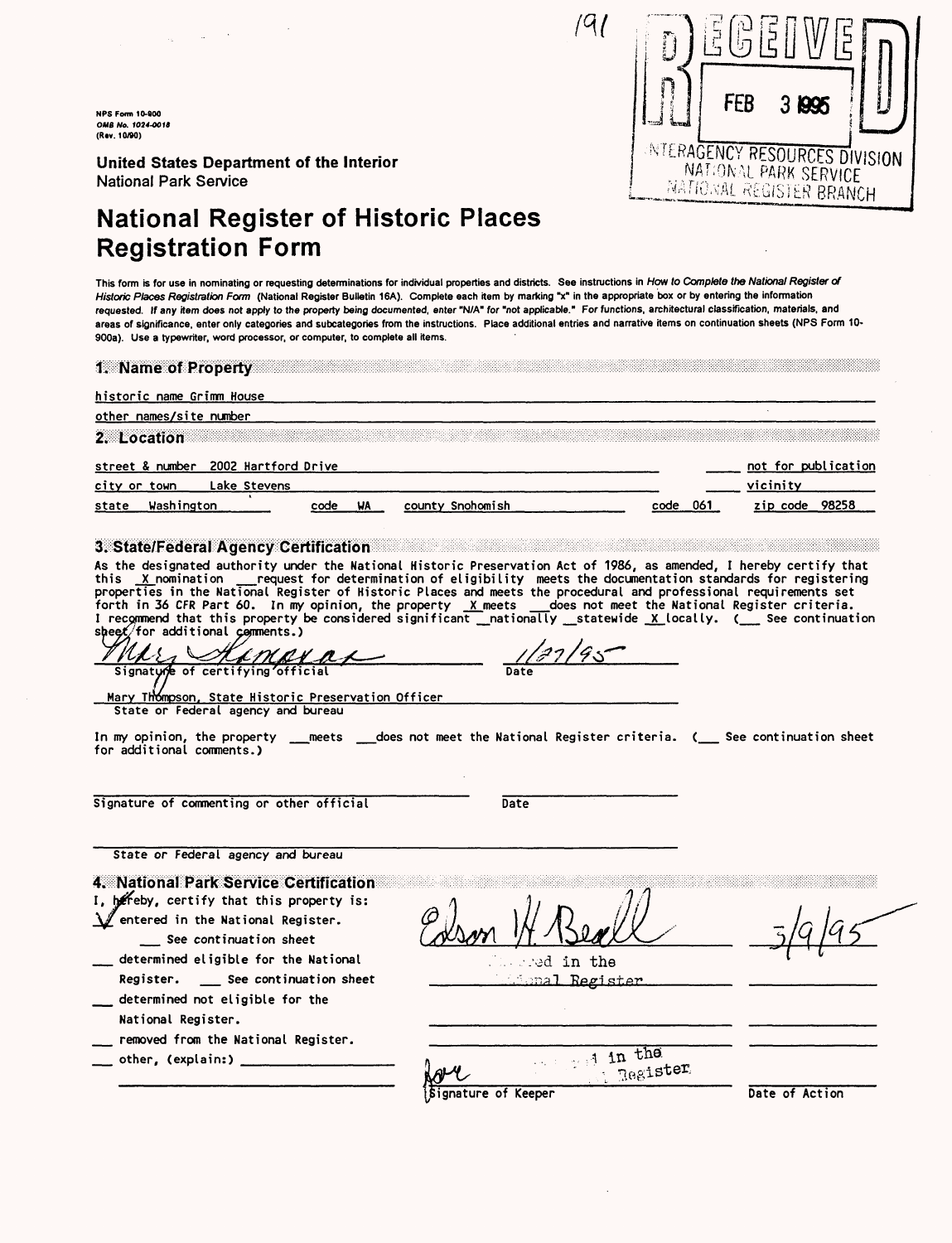191

NPS Form 10-900
OMB No. 1024-0018
(Rev. 10/90)

RECEIVED
FEB 3 1995
INTERAGENCY RESOURCES DIVISION
NATIONAL PARK SERVICE
NATIONAL REGISTER BRANCH

**United States Department of the Interior**
National Park Service

# National Register of Historic Places Registration Form

This form is for use in nominating or requesting determinations for individual properties and districts. See instructions in *How to Complete the National Register of Historic Places Registration Form* (National Register Bulletin 16A). Complete each item by marking "x" in the appropriate box or by entering the information requested. If any item does not apply to the property being documented, enter "N/A" for "not applicable." For functions, architectural classification, materials, and areas of significance, enter only categories and subcategories from the instructions. Place additional entries and narrative items on continuation sheets (NPS Form 10-900a). Use a typewriter, word processor, or computer, to complete all items.

## 1. Name of Property

historic name Grimm House

other names/site number

## 2. Location

street & number 2002 Hartford Drive ___ not for publication

city or town Lake Stevens ___ vicinity

state Washington code WA county Snohomish code 061 zip code 98258

## 3. State/Federal Agency Certification

As the designated authority under the National Historic Preservation Act of 1986, as amended, I hereby certify that this X nomination ___ request for determination of eligibility meets the documentation standards for registering properties in the National Register of Historic Places and meets the procedural and professional requirements set forth in 36 CFR Part 60. In my opinion, the property X meets ___ does not meet the National Register criteria. I recommend that this property be considered significant ___ nationally ___ statewide X locally. ( ___ See continuation sheet for additional comments.)

Mary Thompson 1/27/95
Signature of certifying official Date

Mary Thompson, State Historic Preservation Officer
State or Federal agency and bureau

In my opinion, the property ___ meets ___ does not meet the National Register criteria. ( ___ See continuation sheet for additional comments.)

Signature of commenting or other official Date

State or Federal agency and bureau

## 4. National Park Service Certification

I, hereby, certify that this property is:

- ✓ entered in the National Register. ___ See continuation sheet
- ___ determined eligible for the National Register. ___ See continuation sheet
- ___ determined not eligible for the National Register.
- ___ removed from the National Register.
- ___ other, (explain:) ___

Edson H. Beall — Entered in the National Register — 3/9/95

Entered in the National Register

Signature of Keeper Date of Action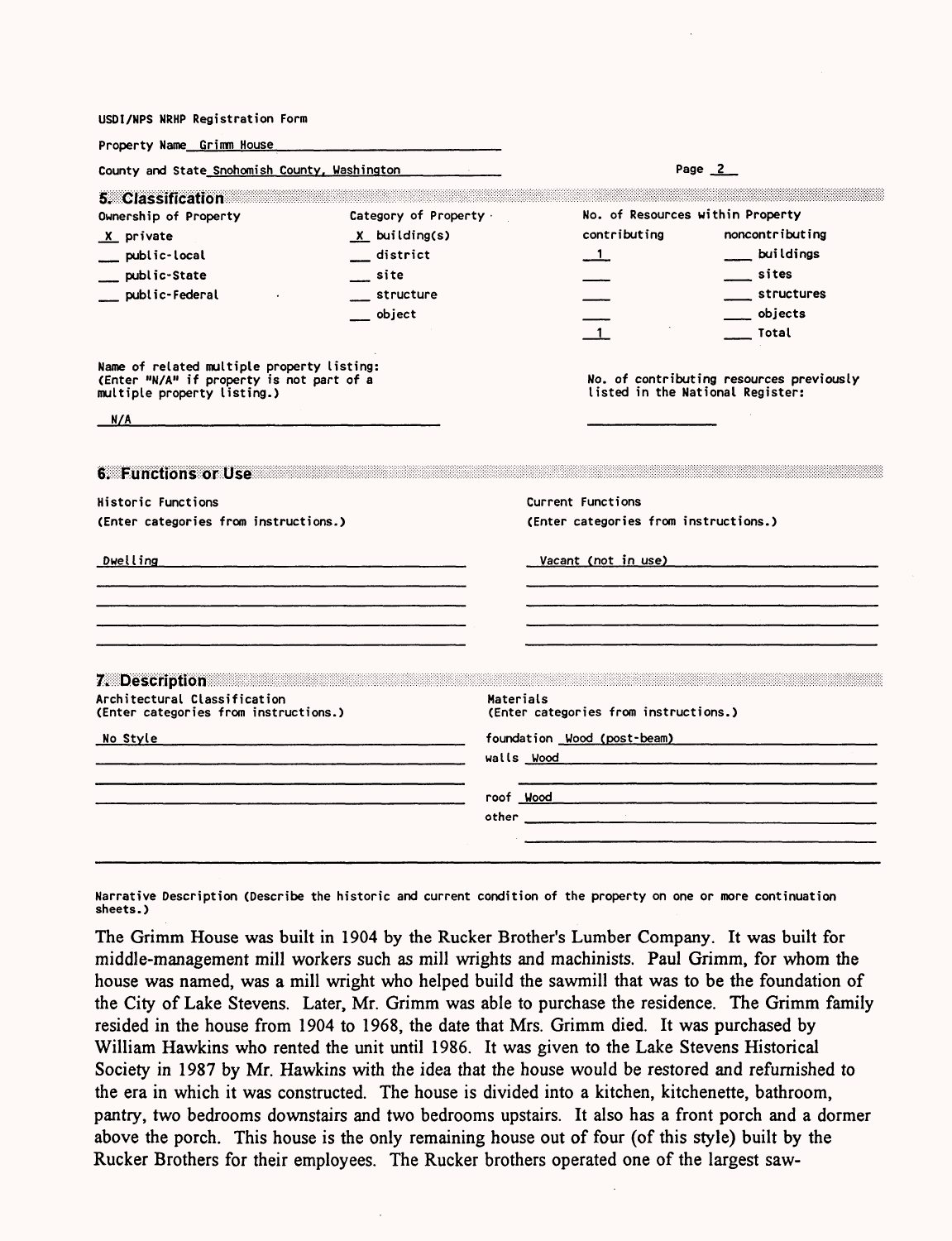USDI/NPS NRHP Registration Form

Property Name Grimm House

County and State Snohomish County, Washington

## 5. Classification

| Ownership of Property | Category of Property | No. of Resources within Property | |
|---|---|---|---|
| | | contributing | noncontributing |
| X private | X building(s) | 1 | buildings |
| public-local | district | | sites |
| public-State | site | | structures |
| public-Federal | structure | | objects |
| | object | 1 | Total |

Name of related multiple property listing: (Enter "N/A" if property is not part of a multiple property listing.)

N/A

No. of contributing resources previously listed in the National Register:

## 6. Functions or Use

| Historic Functions (Enter categories from instructions.) | Current Functions (Enter categories from instructions.) |
|---|---|
| Dwelling | Vacant (not in use) |

## 7. Description

Architectural Classification (Enter categories from instructions.)

No Style

Materials (Enter categories from instructions.)

foundation Wood (post-beam)

walls Wood

roof Wood

other

Narrative Description (Describe the historic and current condition of the property on one or more continuation sheets.)

The Grimm House was built in 1904 by the Rucker Brother's Lumber Company. It was built for middle-management mill workers such as mill wrights and machinists. Paul Grimm, for whom the house was named, was a mill wright who helped build the sawmill that was to be the foundation of the City of Lake Stevens. Later, Mr. Grimm was able to purchase the residence. The Grimm family resided in the house from 1904 to 1968, the date that Mrs. Grimm died. It was purchased by William Hawkins who rented the unit until 1986. It was given to the Lake Stevens Historical Society in 1987 by Mr. Hawkins with the idea that the house would be restored and refurnished to the era in which it was constructed. The house is divided into a kitchen, kitchenette, bathroom, pantry, two bedrooms downstairs and two bedrooms upstairs. It also has a front porch and a dormer above the porch. This house is the only remaining house out of four (of this style) built by the Rucker Brothers for their employees. The Rucker brothers operated one of the largest saw-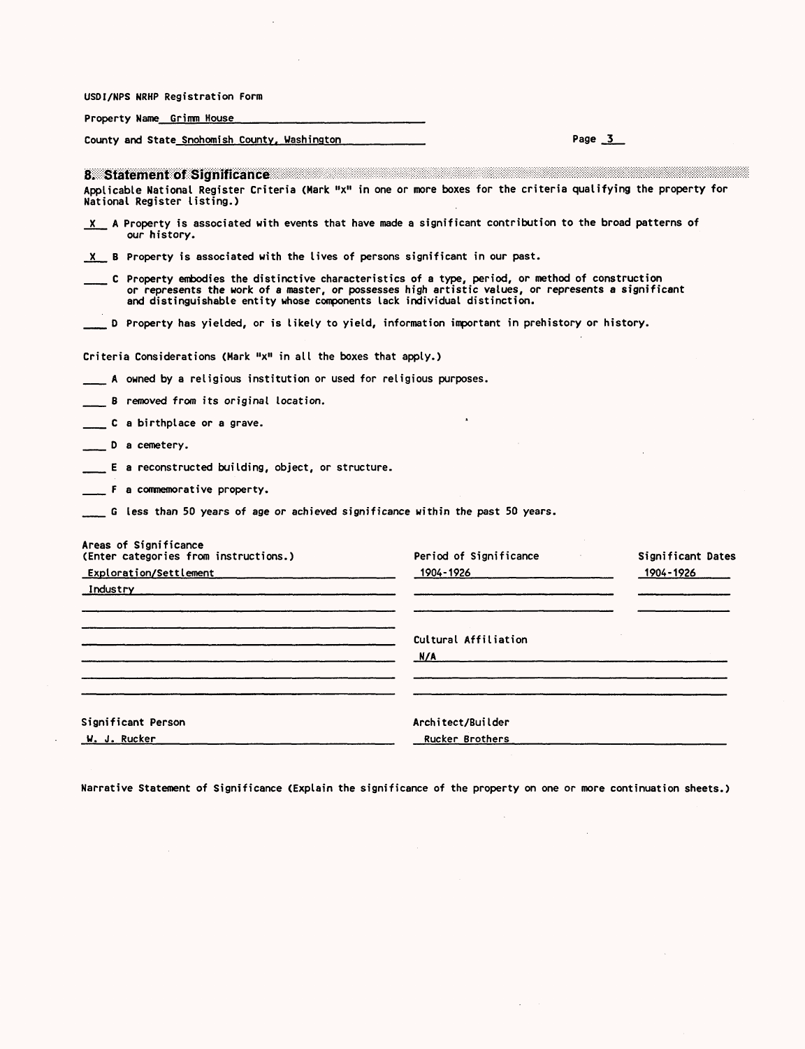USDI/NPS NRHP Registration Form

Property Name Grimm House

County and State Snohomish County, Washington

## 8. Statement of Significance

Applicable National Register Criteria (Mark "x" in one or more boxes for the criteria qualifying the property for National Register listing.)

X A Property is associated with events that have made a significant contribution to the broad patterns of our history.

X B Property is associated with the lives of persons significant in our past.

___ C Property embodies the distinctive characteristics of a type, period, or method of construction or represents the work of a master, or possesses high artistic values, or represents a significant and distinguishable entity whose components lack individual distinction.

___ D Property has yielded, or is likely to yield, information important in prehistory or history.

Criteria Considerations (Mark "x" in all the boxes that apply.)

___ A owned by a religious institution or used for religious purposes.

___ B removed from its original location.

___ C a birthplace or a grave.

___ D a cemetery.

___ E a reconstructed building, object, or structure.

___ F a commemorative property.

___ G less than 50 years of age or achieved significance within the past 50 years.

| Areas of Significance (Enter categories from instructions.) | Period of Significance | Significant Dates |
|---|---|---|
| Exploration/Settlement | 1904-1926 | 1904-1926 |
| Industry | | |

Cultural Affiliation

N/A

Significant Person

W. J. Rucker

Architect/Builder

Rucker Brothers

Narrative Statement of Significance (Explain the significance of the property on one or more continuation sheets.)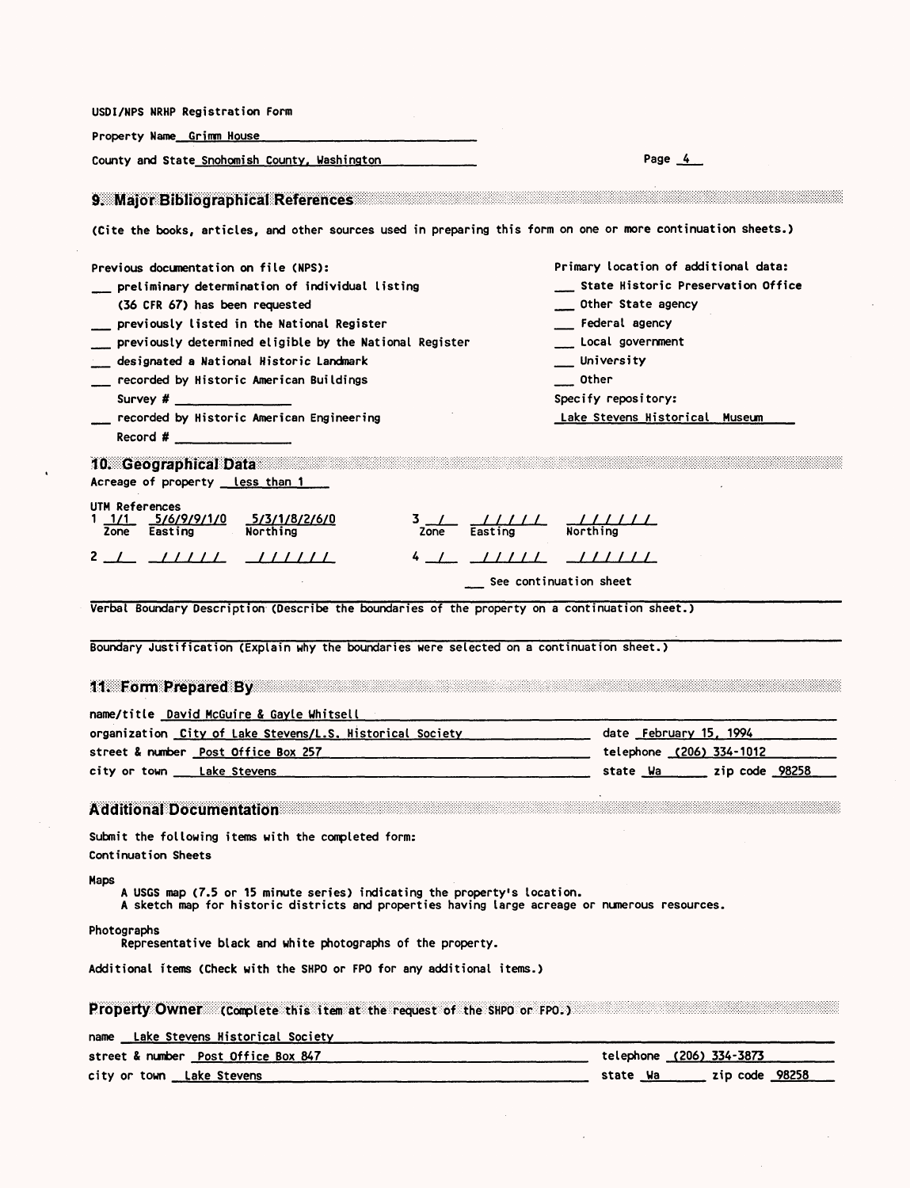USDI/NPS NRHP Registration Form

Property Name Grimm House

County and State Snohomish County, Washington

## 9. Major Bibliographical References

(Cite the books, articles, and other sources used in preparing this form on one or more continuation sheets.)

Previous documentation on file (NPS):

- ___ preliminary determination of individual listing (36 CFR 67) has been requested
- ___ previously listed in the National Register
- ___ previously determined eligible by the National Register
- ___ designated a National Historic Landmark
- ___ recorded by Historic American Buildings Survey # ________
- ___ recorded by Historic American Engineering Record # ________

Primary location of additional data:

- ___ State Historic Preservation Office
- ___ Other State agency
- ___ Federal agency
- ___ Local government
- ___ University
- ___ Other

Specify repository: Lake Stevens Historical Museum

## 10. Geographical Data

Acreage of property less than 1

UTM References

| | Zone | Easting | Northing | | Zone | Easting | Northing |
|---|---|---|---|---|---|---|---|
| 1 | 1/1 | 5/6/9/9/1/0 | 5/3/1/8/2/6/0 | 3 | / | / / / / / | / / / / / / |
| 2 | / | / / / / / | / / / / / / | 4 | / | / / / / / | / / / / / / |

___ See continuation sheet

Verbal Boundary Description (Describe the boundaries of the property on a continuation sheet.)

Boundary Justification (Explain why the boundaries were selected on a continuation sheet.)

## 11. Form Prepared By

name/title David McGuire & Gayle Whitsell

organization City of Lake Stevens/L.S. Historical Society date February 15, 1994

street & number Post Office Box 257 telephone (206) 334-1012

city or town Lake Stevens state Wa zip code 98258

## Additional Documentation

Submit the following items with the completed form:

Continuation Sheets

Maps

A USGS map (7.5 or 15 minute series) indicating the property's location.
A sketch map for historic districts and properties having large acreage or numerous resources.

Photographs

Representative black and white photographs of the property.

Additional items (Check with the SHPO or FPO for any additional items.)

## Property Owner (Complete this item at the request of the SHPO or FPO.)

name Lake Stevens Historical Society

street & number Post Office Box 847 telephone (206) 334-3873

city or town Lake Stevens state Wa zip code 98258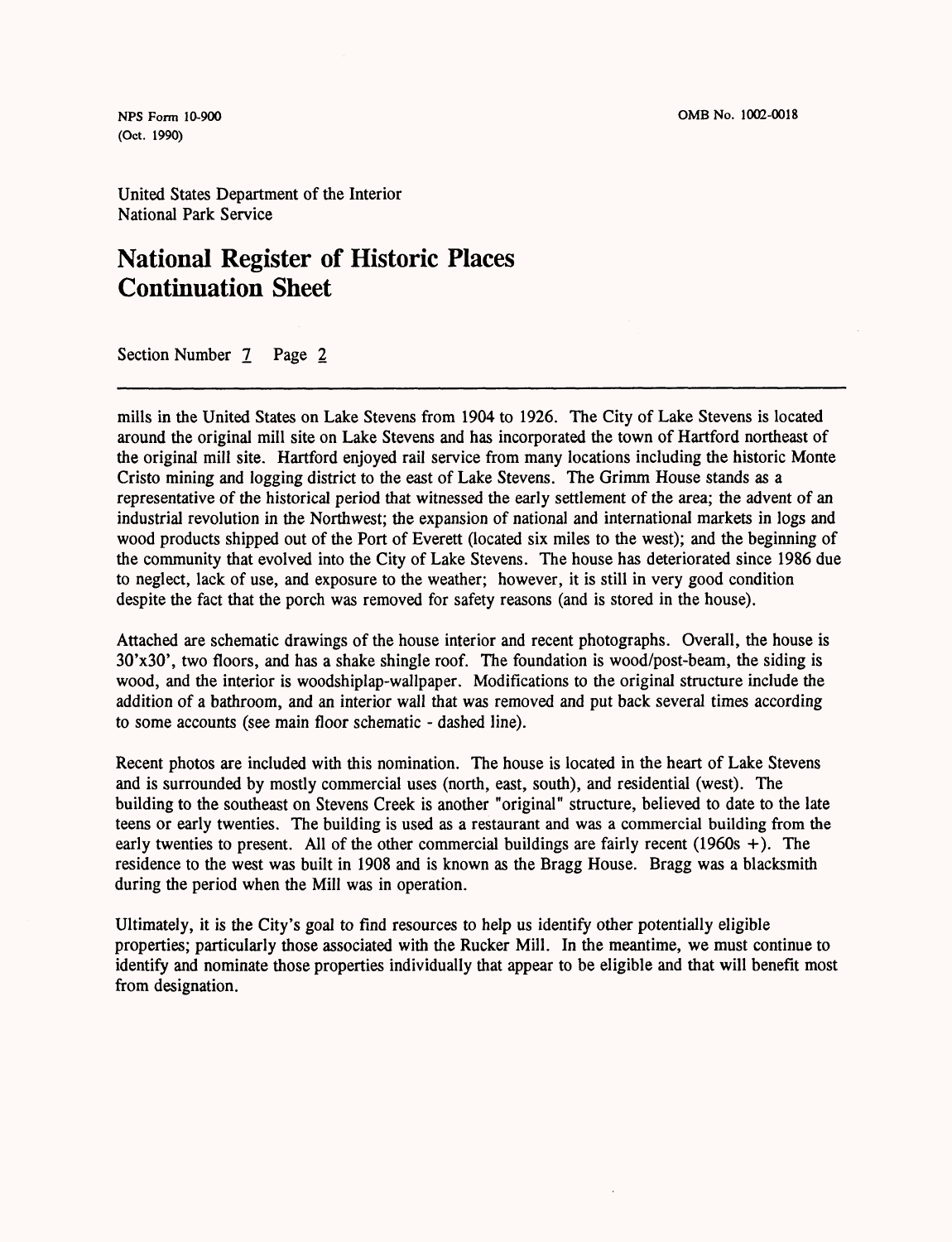United States Department of the Interior
National Park Service

# National Register of Historic Places Continuation Sheet

Section Number 7 Page 2

mills in the United States on Lake Stevens from 1904 to 1926. The City of Lake Stevens is located around the original mill site on Lake Stevens and has incorporated the town of Hartford northeast of the original mill site. Hartford enjoyed rail service from many locations including the historic Monte Cristo mining and logging district to the east of Lake Stevens. The Grimm House stands as a representative of the historical period that witnessed the early settlement of the area; the advent of an industrial revolution in the Northwest; the expansion of national and international markets in logs and wood products shipped out of the Port of Everett (located six miles to the west); and the beginning of the community that evolved into the City of Lake Stevens. The house has deteriorated since 1986 due to neglect, lack of use, and exposure to the weather; however, it is still in very good condition despite the fact that the porch was removed for safety reasons (and is stored in the house).

Attached are schematic drawings of the house interior and recent photographs. Overall, the house is 30'x30', two floors, and has a shake shingle roof. The foundation is wood/post-beam, the siding is wood, and the interior is woodshiplap-wallpaper. Modifications to the original structure include the addition of a bathroom, and an interior wall that was removed and put back several times according to some accounts (see main floor schematic - dashed line).

Recent photos are included with this nomination. The house is located in the heart of Lake Stevens and is surrounded by mostly commercial uses (north, east, south), and residential (west). The building to the southeast on Stevens Creek is another "original" structure, believed to date to the late teens or early twenties. The building is used as a restaurant and was a commercial building from the early twenties to present. All of the other commercial buildings are fairly recent (1960s +). The residence to the west was built in 1908 and is known as the Bragg House. Bragg was a blacksmith during the period when the Mill was in operation.

Ultimately, it is the City's goal to find resources to help us identify other potentially eligible properties; particularly those associated with the Rucker Mill. In the meantime, we must continue to identify and nominate those properties individually that appear to be eligible and that will benefit most from designation.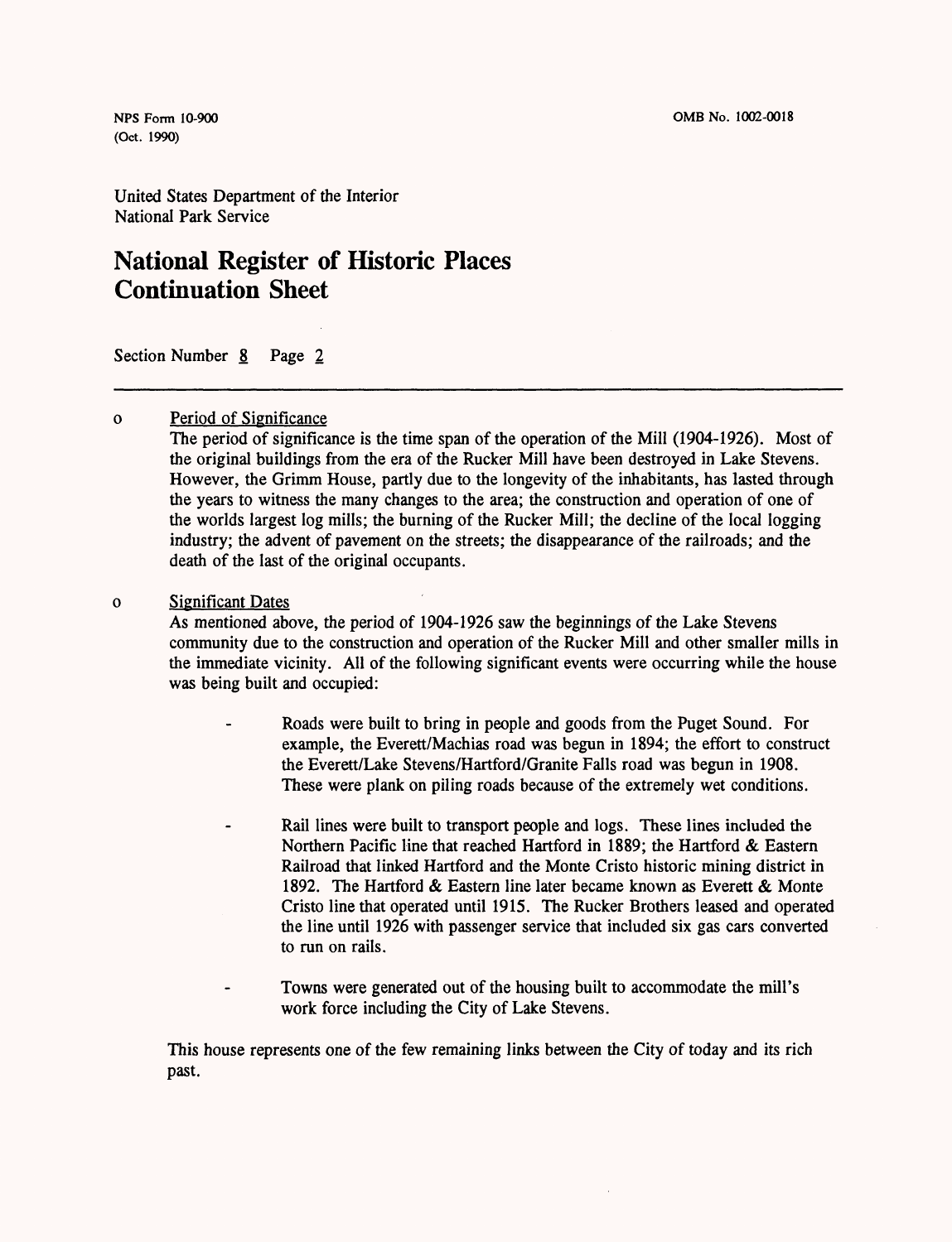United States Department of the Interior
National Park Service

# National Register of Historic Places Continuation Sheet

Section Number 8 Page 2

- Period of Significance

  The period of significance is the time span of the operation of the Mill (1904-1926). Most of the original buildings from the era of the Rucker Mill have been destroyed in Lake Stevens. However, the Grimm House, partly due to the longevity of the inhabitants, has lasted through the years to witness the many changes to the area; the construction and operation of one of the worlds largest log mills; the burning of the Rucker Mill; the decline of the local logging industry; the advent of pavement on the streets; the disappearance of the railroads; and the death of the last of the original occupants.

- Significant Dates

  As mentioned above, the period of 1904-1926 saw the beginnings of the Lake Stevens community due to the construction and operation of the Rucker Mill and other smaller mills in the immediate vicinity. All of the following significant events were occurring while the house was being built and occupied:

  - Roads were built to bring in people and goods from the Puget Sound. For example, the Everett/Machias road was begun in 1894; the effort to construct the Everett/Lake Stevens/Hartford/Granite Falls road was begun in 1908. These were plank on piling roads because of the extremely wet conditions.

  - Rail lines were built to transport people and logs. These lines included the Northern Pacific line that reached Hartford in 1889; the Hartford & Eastern Railroad that linked Hartford and the Monte Cristo historic mining district in 1892. The Hartford & Eastern line later became known as Everett & Monte Cristo line that operated until 1915. The Rucker Brothers leased and operated the line until 1926 with passenger service that included six gas cars converted to run on rails.

  - Towns were generated out of the housing built to accommodate the mill's work force including the City of Lake Stevens.

  This house represents one of the few remaining links between the City of today and its rich past.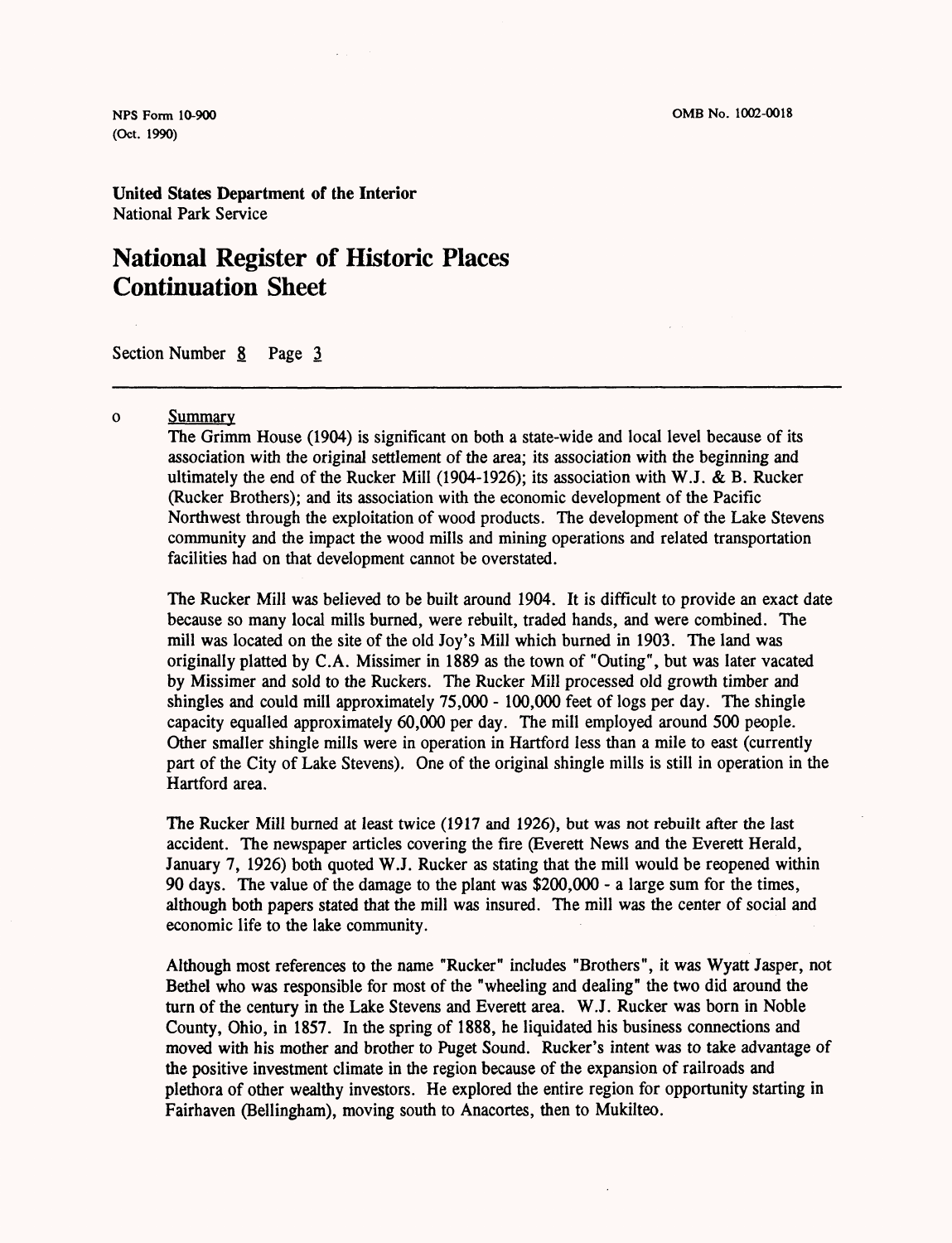**United States Department of the Interior**
National Park Service

# National Register of Historic Places Continuation Sheet

Section Number 8 Page 3

---

o **Summary**

The Grimm House (1904) is significant on both a state-wide and local level because of its association with the original settlement of the area; its association with the beginning and ultimately the end of the Rucker Mill (1904-1926); its association with W.J. & B. Rucker (Rucker Brothers); and its association with the economic development of the Pacific Northwest through the exploitation of wood products. The development of the Lake Stevens community and the impact the wood mills and mining operations and related transportation facilities had on that development cannot be overstated.

The Rucker Mill was believed to be built around 1904. It is difficult to provide an exact date because so many local mills burned, were rebuilt, traded hands, and were combined. The mill was located on the site of the old Joy's Mill which burned in 1903. The land was originally platted by C.A. Missimer in 1889 as the town of "Outing", but was later vacated by Missimer and sold to the Ruckers. The Rucker Mill processed old growth timber and shingles and could mill approximately 75,000 - 100,000 feet of logs per day. The shingle capacity equalled approximately 60,000 per day. The mill employed around 500 people. Other smaller shingle mills were in operation in Hartford less than a mile to east (currently part of the City of Lake Stevens). One of the original shingle mills is still in operation in the Hartford area.

The Rucker Mill burned at least twice (1917 and 1926), but was not rebuilt after the last accident. The newspaper articles covering the fire (Everett News and the Everett Herald, January 7, 1926) both quoted W.J. Rucker as stating that the mill would be reopened within 90 days. The value of the damage to the plant was $200,000 - a large sum for the times, although both papers stated that the mill was insured. The mill was the center of social and economic life to the lake community.

Although most references to the name "Rucker" includes "Brothers", it was Wyatt Jasper, not Bethel who was responsible for most of the "wheeling and dealing" the two did around the turn of the century in the Lake Stevens and Everett area. W.J. Rucker was born in Noble County, Ohio, in 1857. In the spring of 1888, he liquidated his business connections and moved with his mother and brother to Puget Sound. Rucker's intent was to take advantage of the positive investment climate in the region because of the expansion of railroads and plethora of other wealthy investors. He explored the entire region for opportunity starting in Fairhaven (Bellingham), moving south to Anacortes, then to Mukilteo.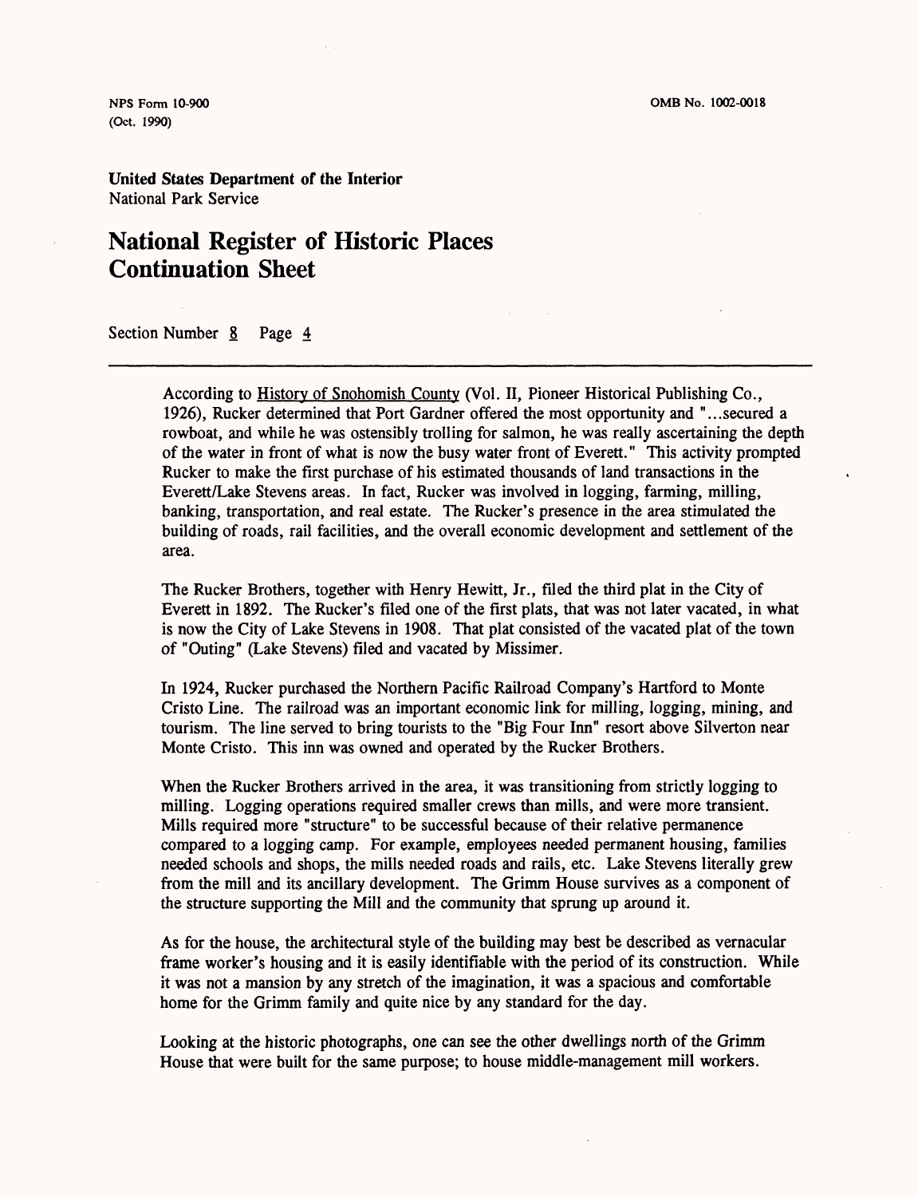**United States Department of the Interior**
National Park Service

# National Register of Historic Places Continuation Sheet

Section Number 8 Page 4

According to History of Snohomish County (Vol. II, Pioneer Historical Publishing Co., 1926), Rucker determined that Port Gardner offered the most opportunity and "...secured a rowboat, and while he was ostensibly trolling for salmon, he was really ascertaining the depth of the water in front of what is now the busy water front of Everett." This activity prompted Rucker to make the first purchase of his estimated thousands of land transactions in the Everett/Lake Stevens areas. In fact, Rucker was involved in logging, farming, milling, banking, transportation, and real estate. The Rucker's presence in the area stimulated the building of roads, rail facilities, and the overall economic development and settlement of the area.

The Rucker Brothers, together with Henry Hewitt, Jr., filed the third plat in the City of Everett in 1892. The Rucker's filed one of the first plats, that was not later vacated, in what is now the City of Lake Stevens in 1908. That plat consisted of the vacated plat of the town of "Outing" (Lake Stevens) filed and vacated by Missimer.

In 1924, Rucker purchased the Northern Pacific Railroad Company's Hartford to Monte Cristo Line. The railroad was an important economic link for milling, logging, mining, and tourism. The line served to bring tourists to the "Big Four Inn" resort above Silverton near Monte Cristo. This inn was owned and operated by the Rucker Brothers.

When the Rucker Brothers arrived in the area, it was transitioning from strictly logging to milling. Logging operations required smaller crews than mills, and were more transient. Mills required more "structure" to be successful because of their relative permanence compared to a logging camp. For example, employees needed permanent housing, families needed schools and shops, the mills needed roads and rails, etc. Lake Stevens literally grew from the mill and its ancillary development. The Grimm House survives as a component of the structure supporting the Mill and the community that sprung up around it.

As for the house, the architectural style of the building may best be described as vernacular frame worker's housing and it is easily identifiable with the period of its construction. While it was not a mansion by any stretch of the imagination, it was a spacious and comfortable home for the Grimm family and quite nice by any standard for the day.

Looking at the historic photographs, one can see the other dwellings north of the Grimm House that were built for the same purpose; to house middle-management mill workers.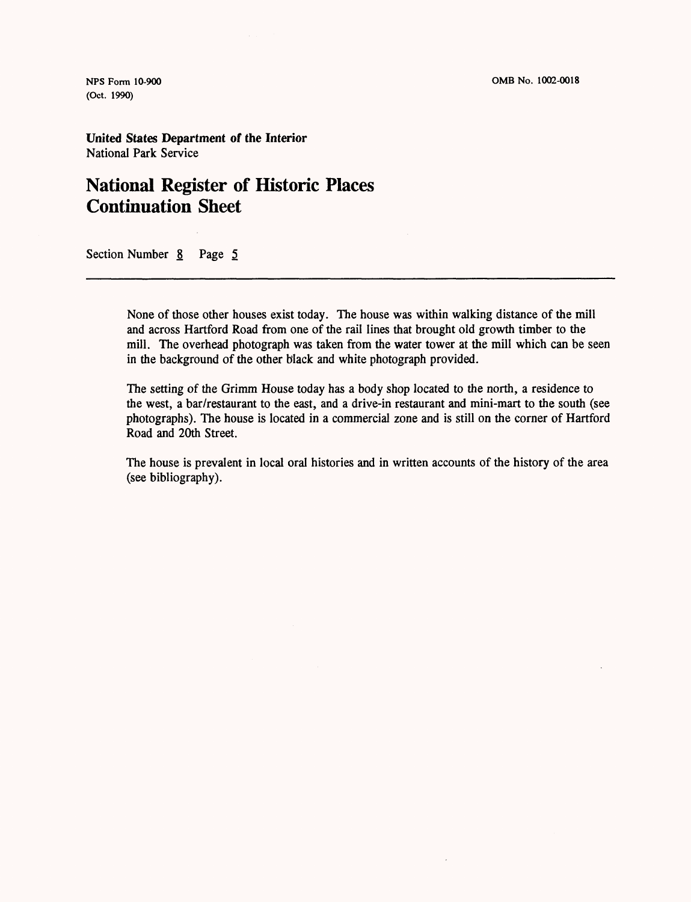NPS Form 10-900
(Oct. 1990)

OMB No. 1002-0018

**United States Department of the Interior**
National Park Service

# National Register of Historic Places Continuation Sheet

Section Number 8 Page 5

None of those other houses exist today. The house was within walking distance of the mill and across Hartford Road from one of the rail lines that brought old growth timber to the mill. The overhead photograph was taken from the water tower at the mill which can be seen in the background of the other black and white photograph provided.

The setting of the Grimm House today has a body shop located to the north, a residence to the west, a bar/restaurant to the east, and a drive-in restaurant and mini-mart to the south (see photographs). The house is located in a commercial zone and is still on the corner of Hartford Road and 20th Street.

The house is prevalent in local oral histories and in written accounts of the history of the area (see bibliography).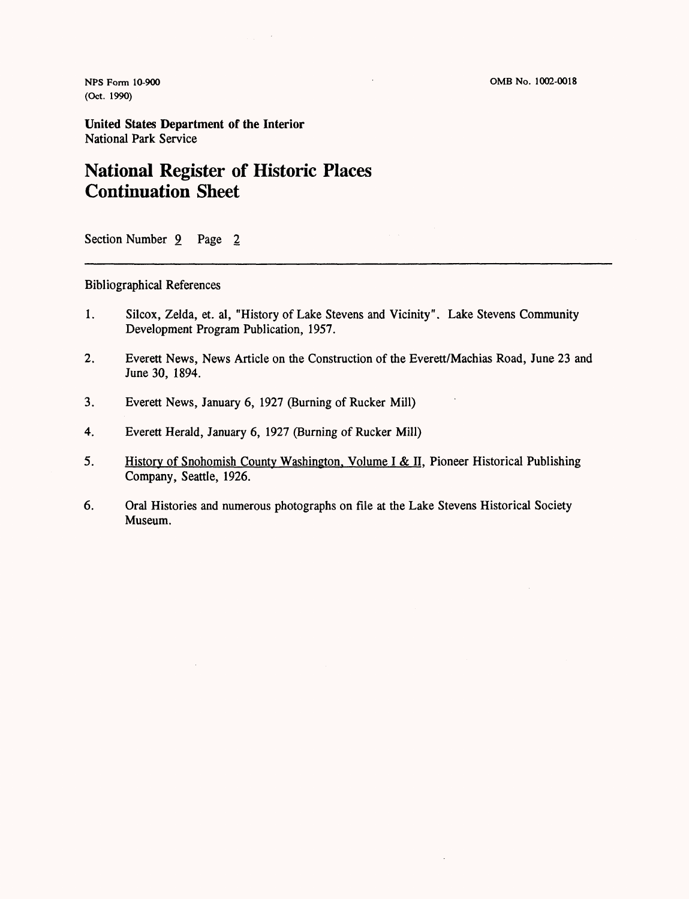NPS Form 10-900
(Oct. 1990)

OMB No. 1002-0018

**United States Department of the Interior**
National Park Service

# National Register of Historic Places Continuation Sheet

Section Number 9 Page 2

---

Bibliographical References

1. Silcox, Zelda, et. al, "History of Lake Stevens and Vicinity". Lake Stevens Community Development Program Publication, 1957.

2. Everett News, News Article on the Construction of the Everett/Machias Road, June 23 and June 30, 1894.

3. Everett News, January 6, 1927 (Burning of Rucker Mill)

4. Everett Herald, January 6, 1927 (Burning of Rucker Mill)

5. History of Snohomish County Washington, Volume I & II, Pioneer Historical Publishing Company, Seattle, 1926.

6. Oral Histories and numerous photographs on file at the Lake Stevens Historical Society Museum.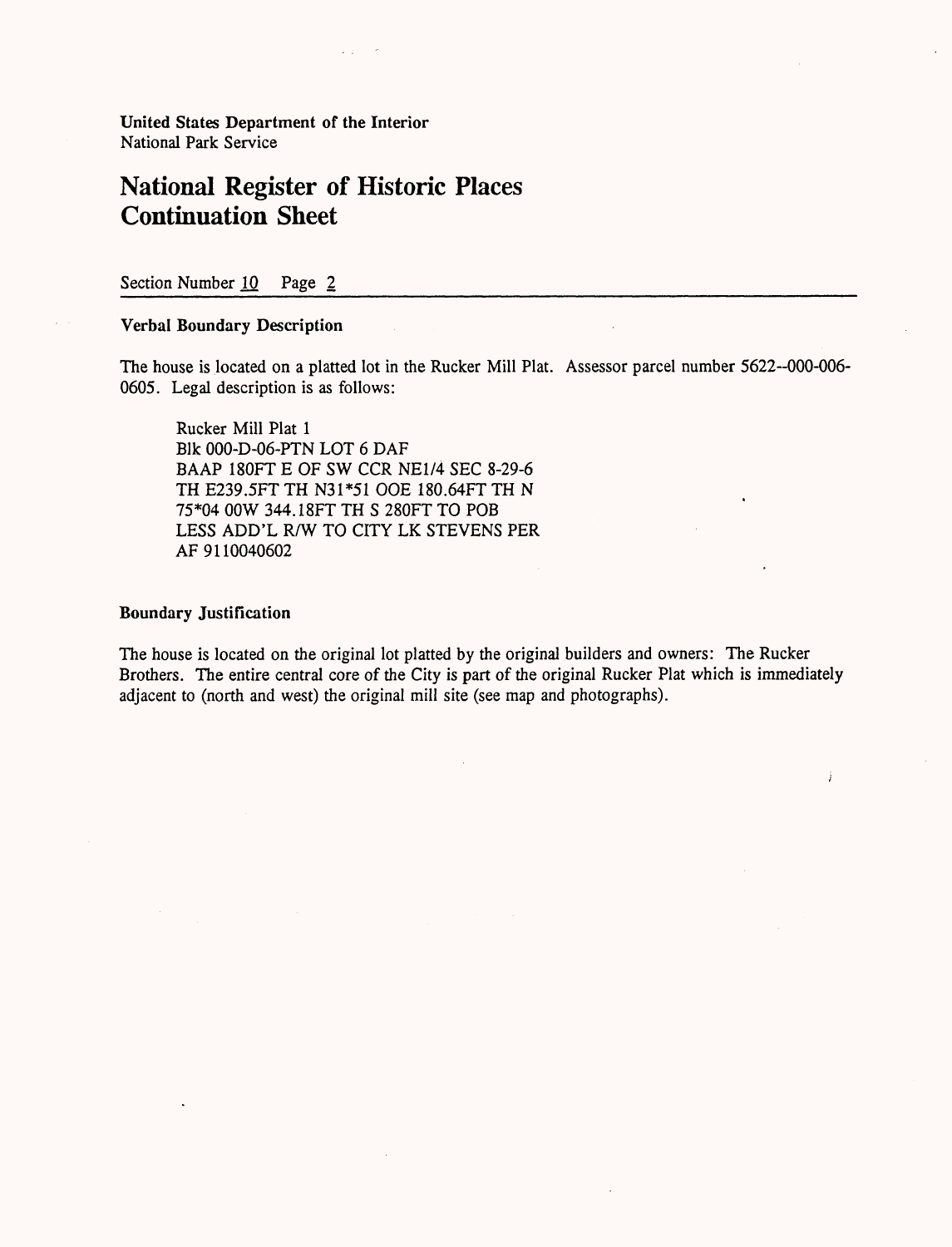United States Department of the Interior
National Park Service

# National Register of Historic Places Continuation Sheet

Section Number 10 Page 2

### Verbal Boundary Description

The house is located on a platted lot in the Rucker Mill Plat. Assessor parcel number 5622--000-006-0605. Legal description is as follows:

> Rucker Mill Plat 1
> Blk 000-D-06-PTN LOT 6 DAF
> BAAP 180FT E OF SW CCR NE1/4 SEC 8-29-6
> TH E239.5FT TH N31*51 OOE 180.64FT TH N
> 75*04 00W 344.18FT TH S 280FT TO POB
> LESS ADD'L R/W TO CITY LK STEVENS PER
> AF 9110040602

### Boundary Justification

The house is located on the original lot platted by the original builders and owners: The Rucker Brothers. The entire central core of the City is part of the original Rucker Plat which is immediately adjacent to (north and west) the original mill site (see map and photographs).